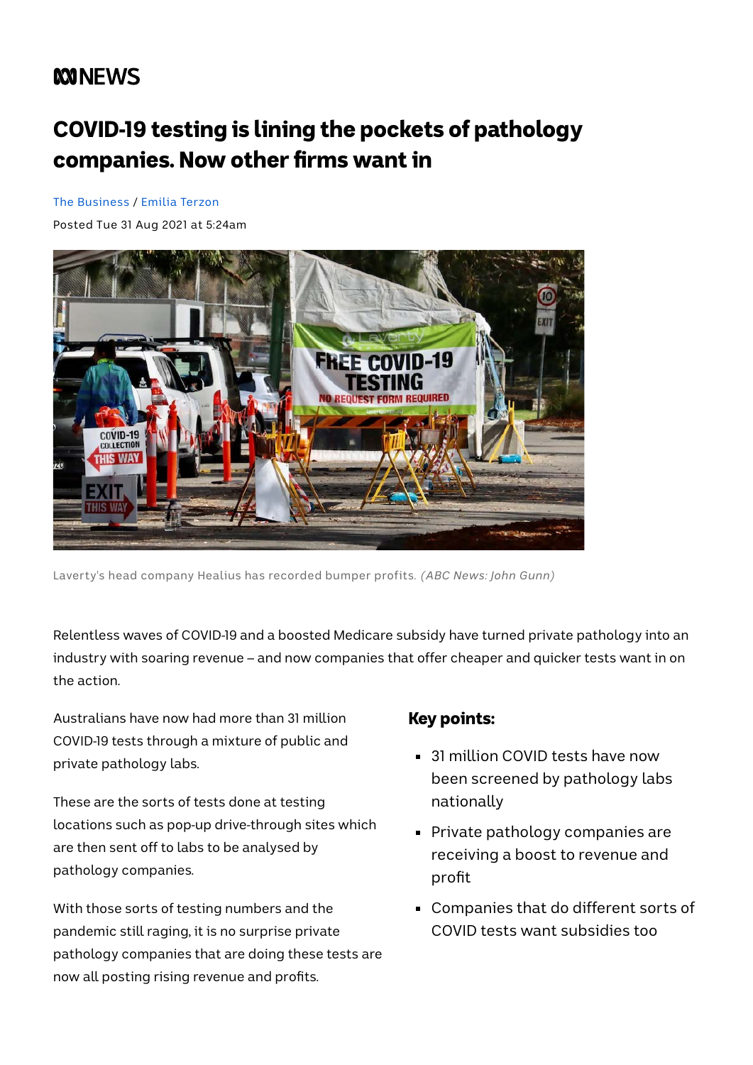ABC NEWS

# COVID-19 testing is lining the pockets of pathology companies. Now other firms want in

The Business / Emilia Terzon

Posted Tue 31 Aug 2021 at 5:24am

Laverty's head company Healius has recorded bumper profits. *(ABC News: John Gunn)*

Relentless waves of COVID-19 and a boosted Medicare subsidy have turned private pathology into an industry with soaring revenue – and now companies that offer cheaper and quicker tests want in on the action.

## Key points:

- 31 million COVID tests have now been screened by pathology labs nationally
- Private pathology companies are receiving a boost to revenue and profit
- Companies that do different sorts of COVID tests want subsidies too

Australians have now had more than 31 million COVID-19 tests through a mixture of public and private pathology labs.

These are the sorts of tests done at testing locations such as pop-up drive-through sites which are then sent off to labs to be analysed by pathology companies.

With those sorts of testing numbers and the pandemic still raging, it is no surprise private pathology companies that are doing these tests are now all posting rising revenue and profits.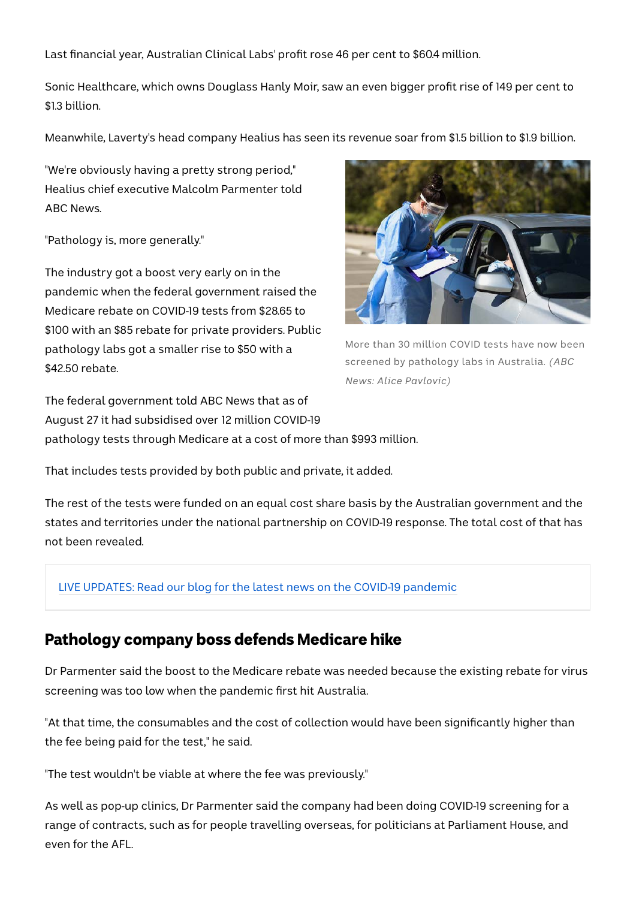Last financial year, Australian Clinical Labs' profit rose 46 per cent to $60.4 million.

Sonic Healthcare, which owns Douglass Hanly Moir, saw an even bigger profit rise of 149 per cent to $1.3 billion.

Meanwhile, Laverty's head company Healius has seen its revenue soar from $1.5 billion to $1.9 billion.

"We're obviously having a pretty strong period," Healius chief executive Malcolm Parmenter told ABC News.

"Pathology is, more generally."

The industry got a boost very early on in the pandemic when the federal government raised the Medicare rebate on COVID-19 tests from $28.65 to $100 with an $85 rebate for private providers. Public pathology labs got a smaller rise to $50 with a $42.50 rebate.

More than 30 million COVID tests have now been screened by pathology labs in Australia. *(ABC News: Alice Pavlovic)*

The federal government told ABC News that as of August 27 it had subsidised over 12 million COVID-19 pathology tests through Medicare at a cost of more than $993 million.

That includes tests provided by both public and private, it added.

The rest of the tests were funded on an equal cost share basis by the Australian government and the states and territories under the national partnership on COVID-19 response. The total cost of that has not been revealed.

LIVE UPDATES: Read our blog for the latest news on the COVID-19 pandemic

## Pathology company boss defends Medicare hike

Dr Parmenter said the boost to the Medicare rebate was needed because the existing rebate for virus screening was too low when the pandemic first hit Australia.

"At that time, the consumables and the cost of collection would have been significantly higher than the fee being paid for the test," he said.

"The test wouldn't be viable at where the fee was previously."

As well as pop-up clinics, Dr Parmenter said the company had been doing COVID-19 screening for a range of contracts, such as for people travelling overseas, for politicians at Parliament House, and even for the AFL.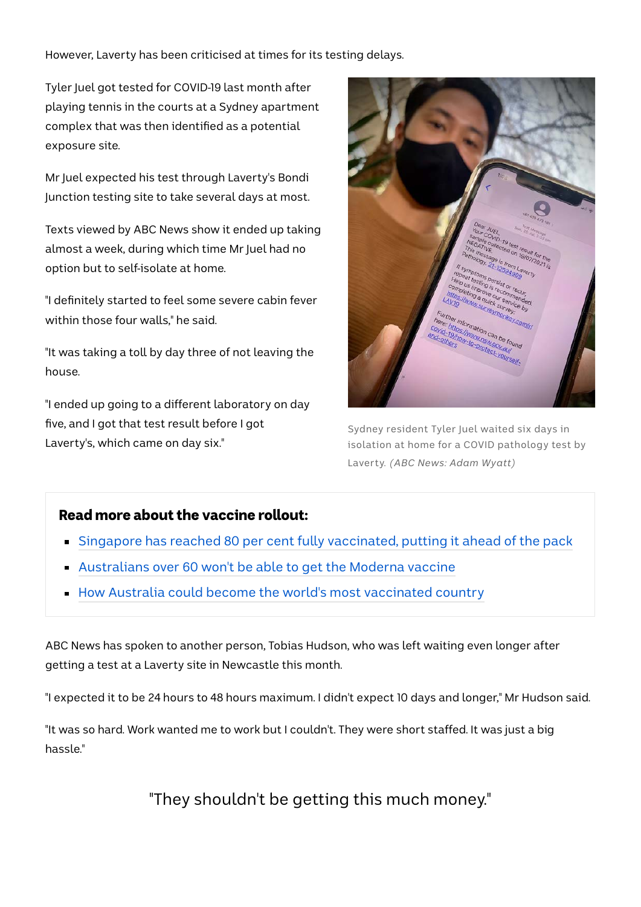However, Laverty has been criticised at times for its testing delays.

Tyler Juel got tested for COVID-19 last month after playing tennis in the courts at a Sydney apartment complex that was then identified as a potential exposure site.

Mr Juel expected his test through Laverty's Bondi Junction testing site to take several days at most.

Texts viewed by ABC News show it ended up taking almost a week, during which time Mr Juel had no option but to self-isolate at home.

"I definitely started to feel some severe cabin fever within those four walls," he said.

"It was taking a toll by day three of not leaving the house.

"I ended up going to a different laboratory on day five, and I got that test result before I got Laverty's, which came on day six."

Sydney resident Tyler Juel waited six days in isolation at home for a COVID pathology test by Laverty. *(ABC News: Adam Wyatt)*

**Read more about the vaccine rollout:**

- Singapore has reached 80 per cent fully vaccinated, putting it ahead of the pack
- Australians over 60 won't be able to get the Moderna vaccine
- How Australia could become the world's most vaccinated country

ABC News has spoken to another person, Tobias Hudson, who was left waiting even longer after getting a test at a Laverty site in Newcastle this month.

"I expected it to be 24 hours to 48 hours maximum. I didn't expect 10 days and longer," Mr Hudson said.

"It was so hard. Work wanted me to work but I couldn't. They were short staffed. It was just a big hassle."

"They shouldn't be getting this much money."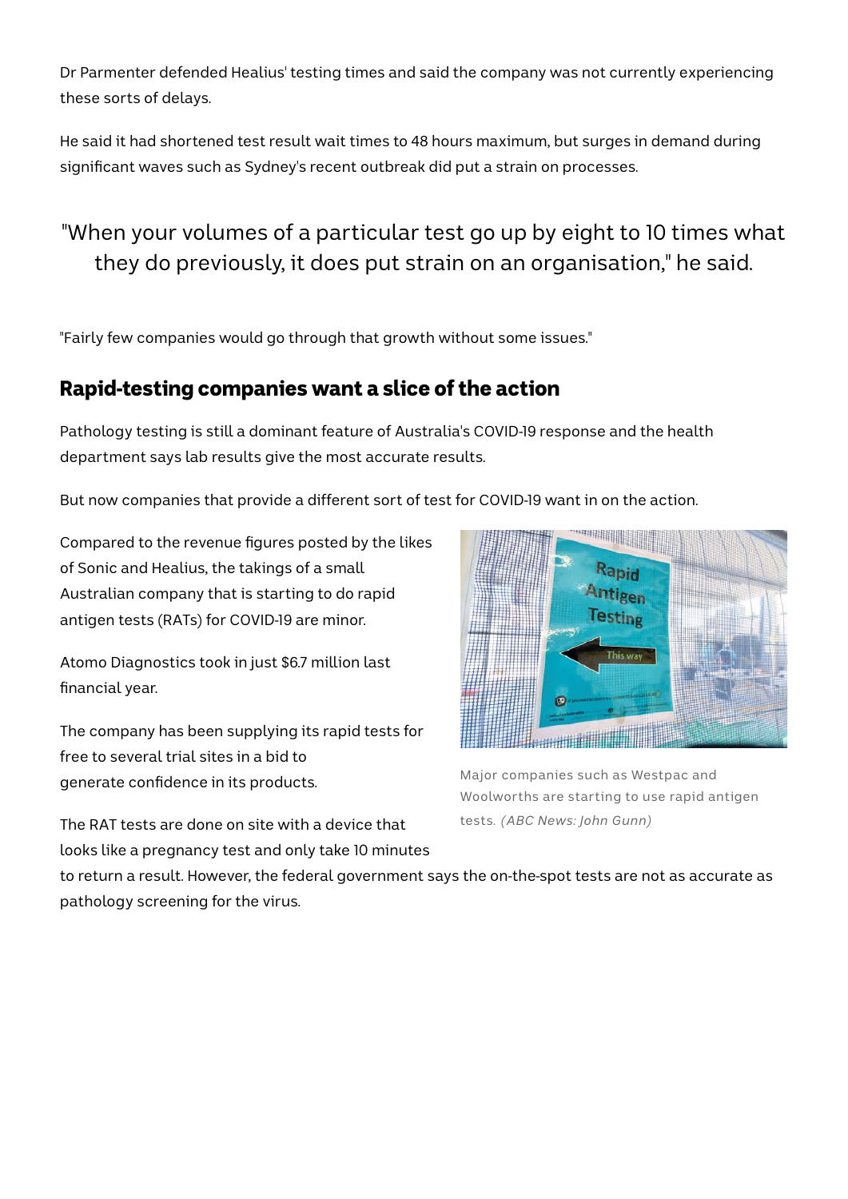Dr Parmenter defended Healius' testing times and said the company was not currently experiencing these sorts of delays.

He said it had shortened test result wait times to 48 hours maximum, but surges in demand during significant waves such as Sydney's recent outbreak did put a strain on processes.

> "When your volumes of a particular test go up by eight to 10 times what they do previously, it does put strain on an organisation," he said.

"Fairly few companies would go through that growth without some issues."

## Rapid-testing companies want a slice of the action

Pathology testing is still a dominant feature of Australia's COVID-19 response and the health department says lab results give the most accurate results.

But now companies that provide a different sort of test for COVID-19 want in on the action.

Compared to the revenue figures posted by the likes of Sonic and Healius, the takings of a small Australian company that is starting to do rapid antigen tests (RATs) for COVID-19 are minor.

Atomo Diagnostics took in just $6.7 million last financial year.

The company has been supplying its rapid tests for free to several trial sites in a bid to generate confidence in its products.

Major companies such as Westpac and Woolworths are starting to use rapid antigen tests. *(ABC News: John Gunn)*

The RAT tests are done on site with a device that looks like a pregnancy test and only take 10 minutes to return a result. However, the federal government says the on-the-spot tests are not as accurate as pathology screening for the virus.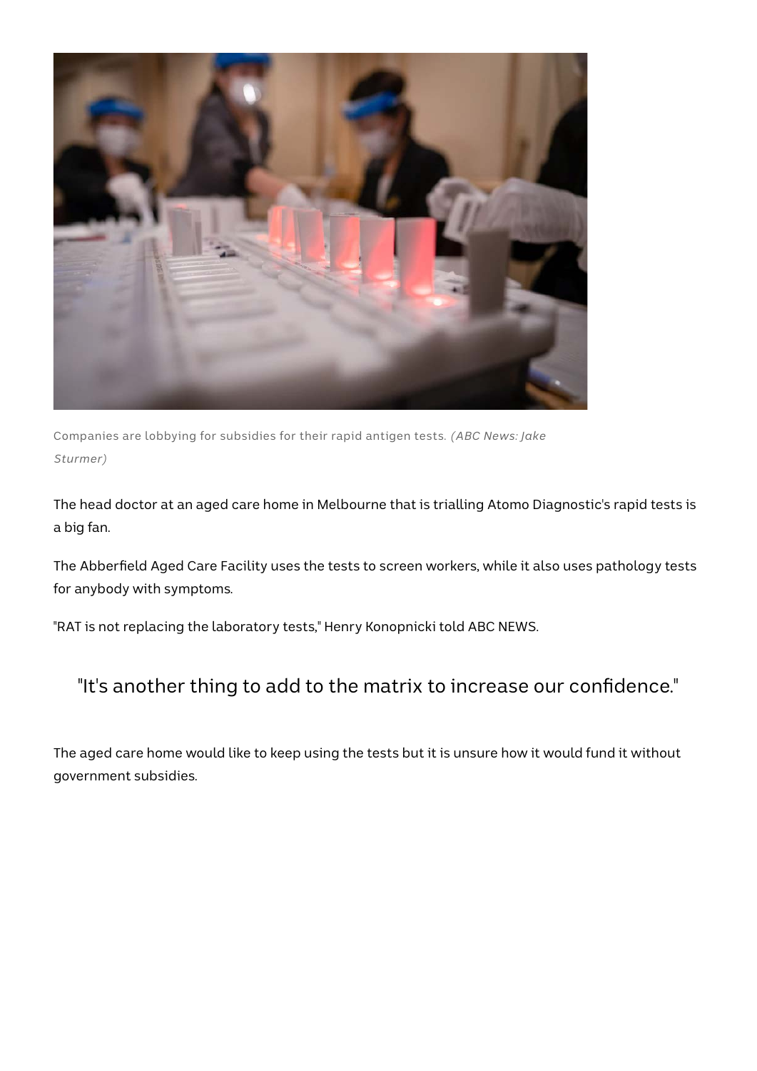Companies are lobbying for subsidies for their rapid antigen tests. *(ABC News: Jake Sturmer)*

The head doctor at an aged care home in Melbourne that is trialling Atomo Diagnostic's rapid tests is a big fan.

The Abberfield Aged Care Facility uses the tests to screen workers, while it also uses pathology tests for anybody with symptoms.

"RAT is not replacing the laboratory tests," Henry Konopnicki told ABC NEWS.

> "It's another thing to add to the matrix to increase our confidence."

The aged care home would like to keep using the tests but it is unsure how it would fund it without government subsidies.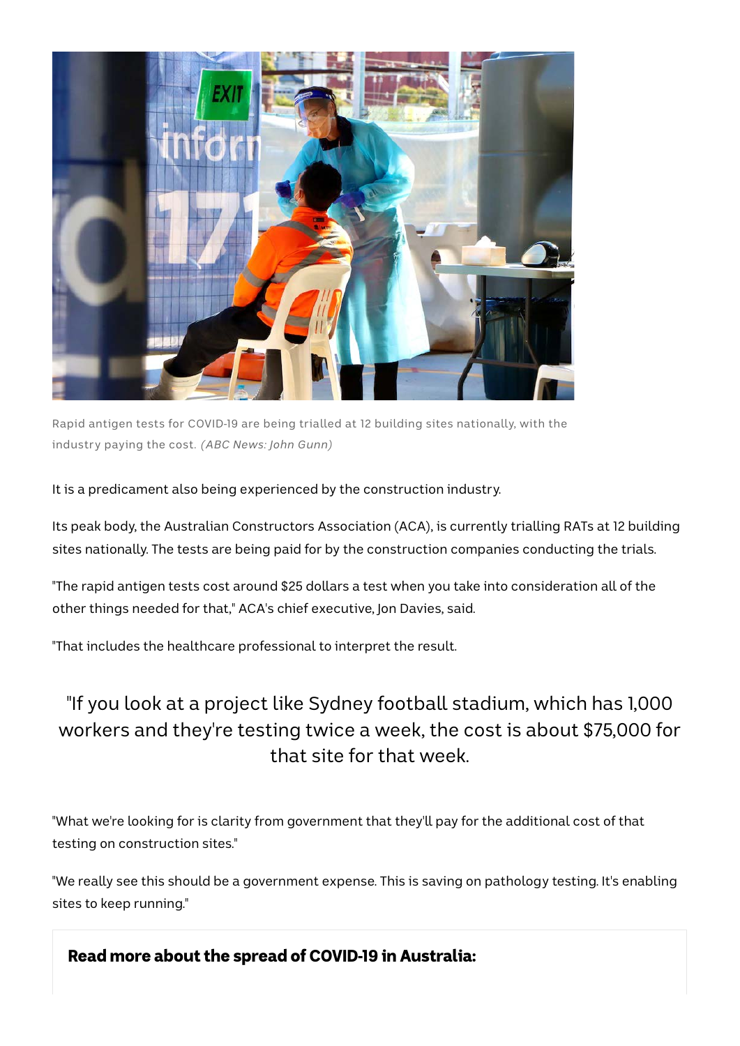Rapid antigen tests for COVID-19 are being trialled at 12 building sites nationally, with the industry paying the cost. *(ABC News: John Gunn)*

It is a predicament also being experienced by the construction industry.

Its peak body, the Australian Constructors Association (ACA), is currently trialling RATs at 12 building sites nationally. The tests are being paid for by the construction companies conducting the trials.

"The rapid antigen tests cost around $25 dollars a test when you take into consideration all of the other things needed for that," ACA's chief executive, Jon Davies, said.

"That includes the healthcare professional to interpret the result.

> "If you look at a project like Sydney football stadium, which has 1,000 workers and they're testing twice a week, the cost is about $75,000 for that site for that week.

"What we're looking for is clarity from government that they'll pay for the additional cost of that testing on construction sites."

"We really see this should be a government expense. This is saving on pathology testing. It's enabling sites to keep running."

**Read more about the spread of COVID-19 in Australia:**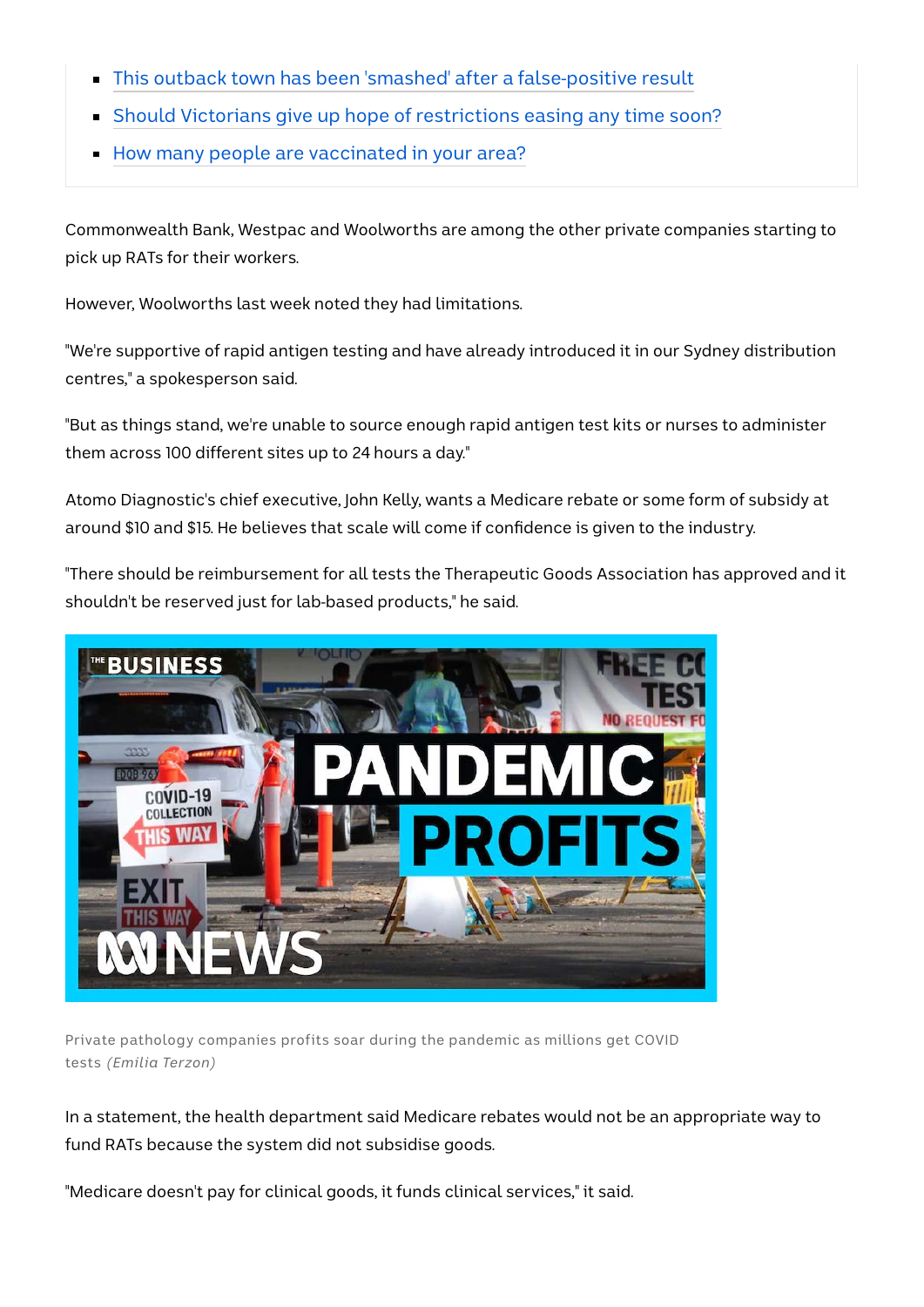- This outback town has been 'smashed' after a false-positive result
- Should Victorians give up hope of restrictions easing any time soon?
- How many people are vaccinated in your area?

Commonwealth Bank, Westpac and Woolworths are among the other private companies starting to pick up RATs for their workers.

However, Woolworths last week noted they had limitations.

"We're supportive of rapid antigen testing and have already introduced it in our Sydney distribution centres," a spokesperson said.

"But as things stand, we're unable to source enough rapid antigen test kits or nurses to administer them across 100 different sites up to 24 hours a day."

Atomo Diagnostic's chief executive, John Kelly, wants a Medicare rebate or some form of subsidy at around $10 and $15. He believes that scale will come if confidence is given to the industry.

"There should be reimbursement for all tests the Therapeutic Goods Association has approved and it shouldn't be reserved just for lab-based products," he said.

Private pathology companies profits soar during the pandemic as millions get COVID tests *(Emilia Terzon)*

In a statement, the health department said Medicare rebates would not be an appropriate way to fund RATs because the system did not subsidise goods.

"Medicare doesn't pay for clinical goods, it funds clinical services," it said.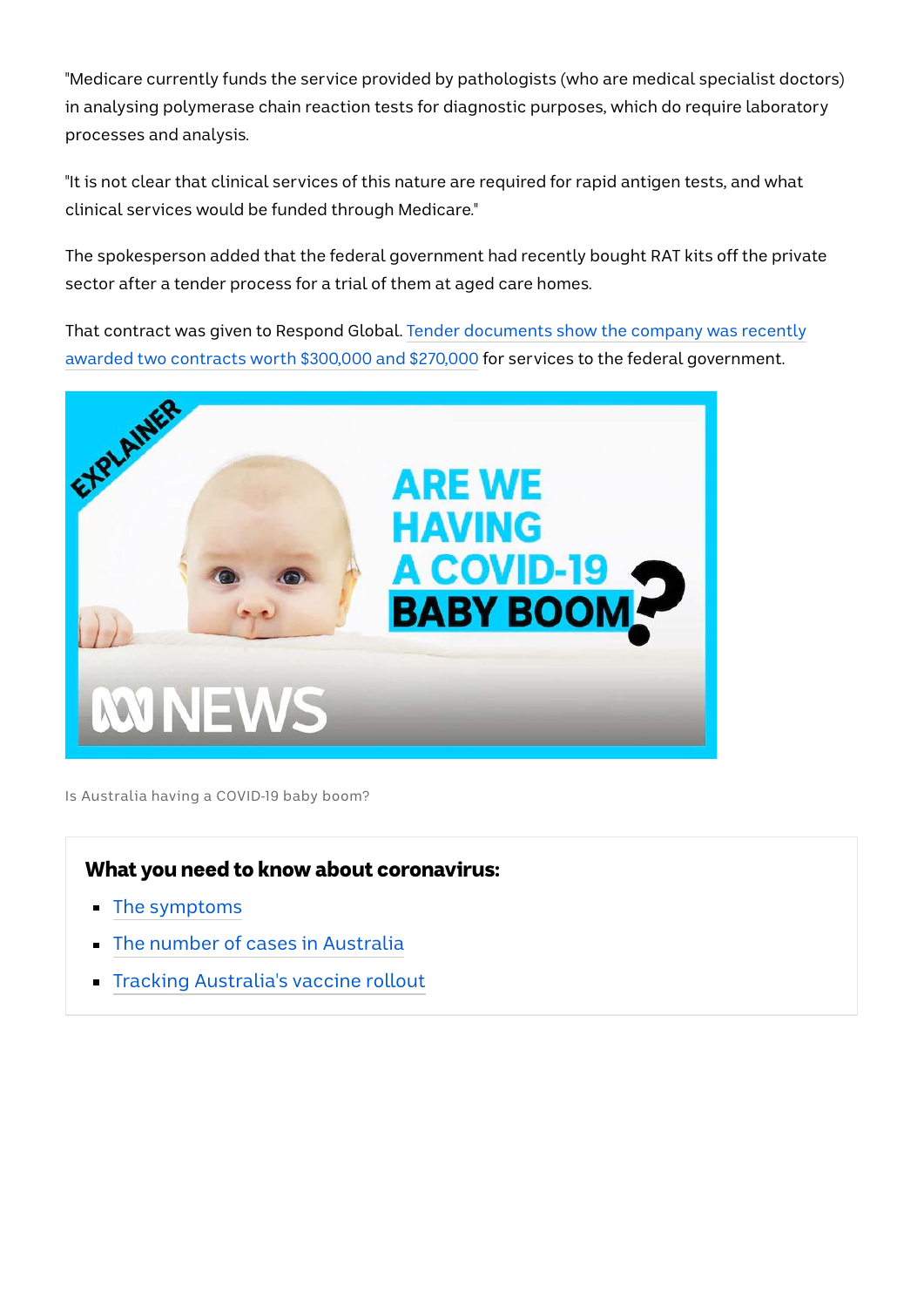"Medicare currently funds the service provided by pathologists (who are medical specialist doctors) in analysing polymerase chain reaction tests for diagnostic purposes, which do require laboratory processes and analysis.

"It is not clear that clinical services of this nature are required for rapid antigen tests, and what clinical services would be funded through Medicare."

The spokesperson added that the federal government had recently bought RAT kits off the private sector after a tender process for a trial of them at aged care homes.

That contract was given to Respond Global. Tender documents show the company was recently awarded two contracts worth $300,000 and $270,000 for services to the federal government.

Is Australia having a COVID-19 baby boom?

**What you need to know about coronavirus:**

- The symptoms
- The number of cases in Australia
- Tracking Australia's vaccine rollout